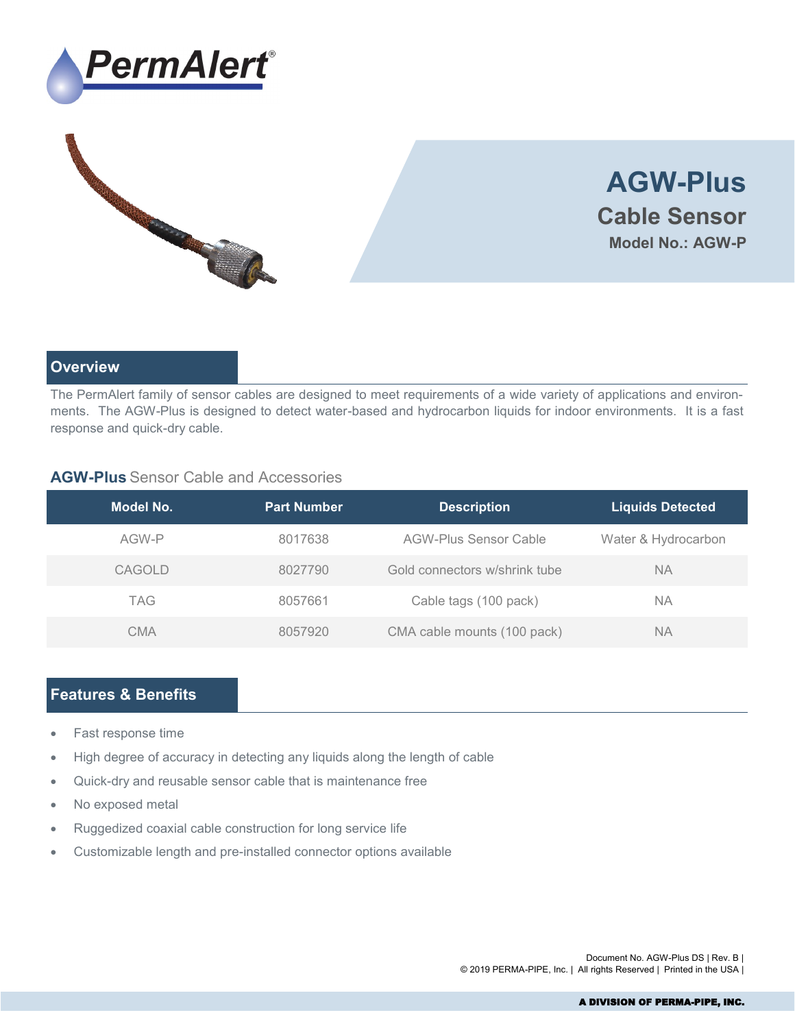PermAlert®

# AGW-Plus

## Cable Sensor

**Model No.: AGW-P**

## Overview

The PermAlert family of sensor cables are designed to meet requirements of a wide variety of applications and environments. The AGW-Plus is designed to detect water-based and hydrocarbon liquids for indoor environments. It is a fast response and quick-dry cable.

### **AGW-Plus** Sensor Cable and Accessories

| Model No. | Part Number | Description | Liquids Detected |
|---|---|---|---|
| AGW-P | 8017638 | AGW-Plus Sensor Cable | Water & Hydrocarbon |
| CAGOLD | 8027790 | Gold connectors w/shrink tube | NA |
| TAG | 8057661 | Cable tags (100 pack) | NA |
| CMA | 8057920 | CMA cable mounts (100 pack) | NA |

## Features & Benefits

- Fast response time
- High degree of accuracy in detecting any liquids along the length of cable
- Quick-dry and reusable sensor cable that is maintenance free
- No exposed metal
- Ruggedized coaxial cable construction for long service life
- Customizable length and pre-installed connector options available

Document No. AGW-Plus DS | Rev. B |
© 2019 PERMA-PIPE, Inc. | All rights Reserved | Printed in the USA |

A DIVISION OF PERMA-PIPE, INC.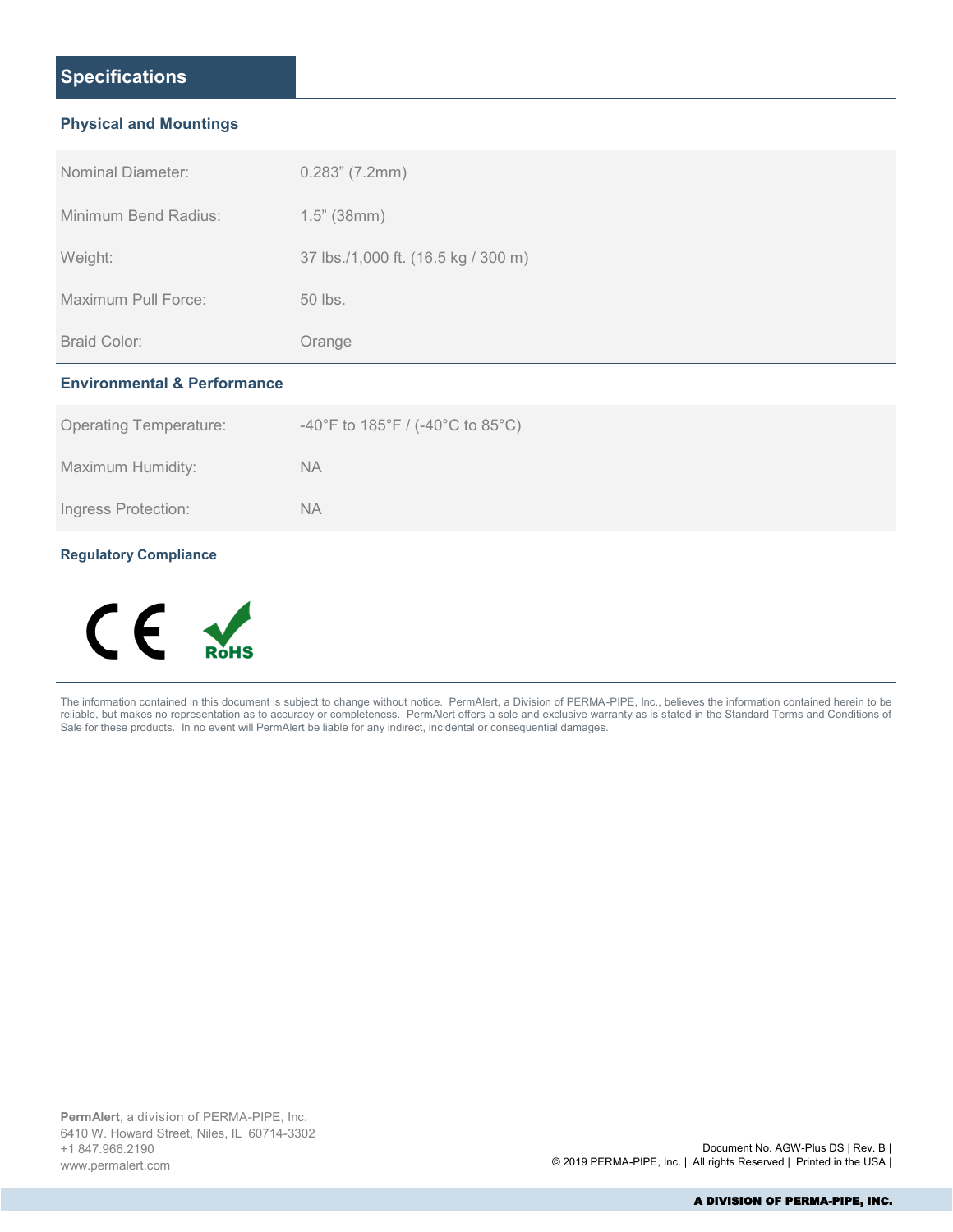## Specifications

### Physical and Mountings

| | |
|---|---|
| Nominal Diameter: | 0.283" (7.2mm) |
| Minimum Bend Radius: | 1.5" (38mm) |
| Weight: | 37 lbs./1,000 ft. (16.5 kg / 300 m) |
| Maximum Pull Force: | 50 lbs. |
| Braid Color: | Orange |

### Environmental & Performance

| | |
|---|---|
| Operating Temperature: | -40°F to 185°F / (-40°C to 85°C) |
| Maximum Humidity: | NA |
| Ingress Protection: | NA |

### Regulatory Compliance

CE RoHS

The information contained in this document is subject to change without notice. PermAlert, a Division of PERMA-PIPE, Inc., believes the information contained herein to be reliable, but makes no representation as to accuracy or completeness. PermAlert offers a sole and exclusive warranty as is stated in the Standard Terms and Conditions of Sale for these products. In no event will PermAlert be liable for any indirect, incidental or consequential damages.

**PermAlert**, a division of PERMA-PIPE, Inc.
6410 W. Howard Street, Niles, IL 60714-3302
+1 847.966.2190
www.permalert.com

Document No. AGW-Plus DS | Rev. B |
© 2019 PERMA-PIPE, Inc. | All rights Reserved | Printed in the USA |